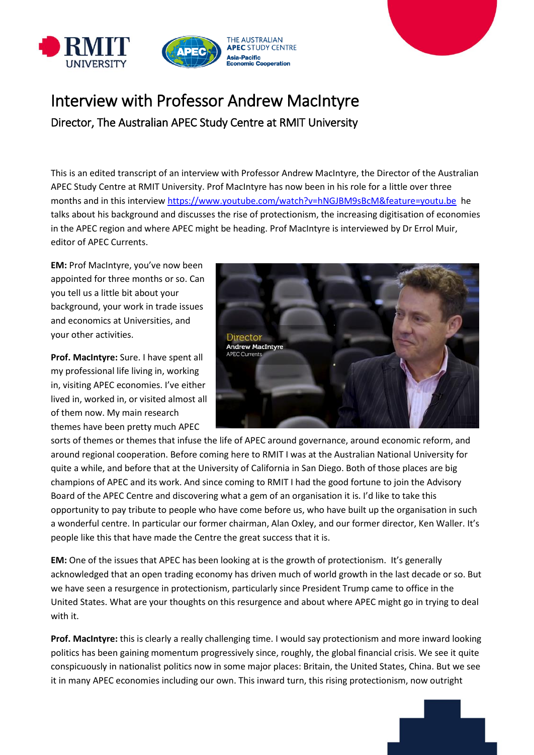# Interview with Professor Andrew MacIntyre

## Director, The Australian APEC Study Centre at RMIT University

This is an edited transcript of an interview with Professor Andrew MacIntyre, the Director of the Australian APEC Study Centre at RMIT University. Prof MacIntyre has now been in his role for a little over three months and in this interview https://www.youtube.com/watch?v=hNGJBM9sBcM&feature=youtu.be he talks about his background and discusses the rise of protectionism, the increasing digitisation of economies in the APEC region and where APEC might be heading. Prof MacIntyre is interviewed by Dr Errol Muir, editor of APEC Currents.

**EM:** Prof MacIntyre, you've now been appointed for three months or so. Can you tell us a little bit about your background, your work in trade issues and economics at Universities, and your other activities.

**Prof. MacIntyre:** Sure. I have spent all my professional life living in, working in, visiting APEC economies. I've either lived in, worked in, or visited almost all of them now. My main research themes have been pretty much APEC sorts of themes or themes that infuse the life of APEC around governance, around economic reform, and around regional cooperation. Before coming here to RMIT I was at the Australian National University for quite a while, and before that at the University of California in San Diego. Both of those places are big champions of APEC and its work. And since coming to RMIT I had the good fortune to join the Advisory Board of the APEC Centre and discovering what a gem of an organisation it is. I'd like to take this opportunity to pay tribute to people who have come before us, who have built up the organisation in such a wonderful centre. In particular our former chairman, Alan Oxley, and our former director, Ken Waller. It's people like this that have made the Centre the great success that it is.

**EM:** One of the issues that APEC has been looking at is the growth of protectionism. It's generally acknowledged that an open trading economy has driven much of world growth in the last decade or so. But we have seen a resurgence in protectionism, particularly since President Trump came to office in the United States. What are your thoughts on this resurgence and about where APEC might go in trying to deal with it.

**Prof. MacIntyre:** this is clearly a really challenging time. I would say protectionism and more inward looking politics has been gaining momentum progressively since, roughly, the global financial crisis. We see it quite conspicuously in nationalist politics now in some major places: Britain, the United States, China. But we see it in many APEC economies including our own. This inward turn, this rising protectionism, now outright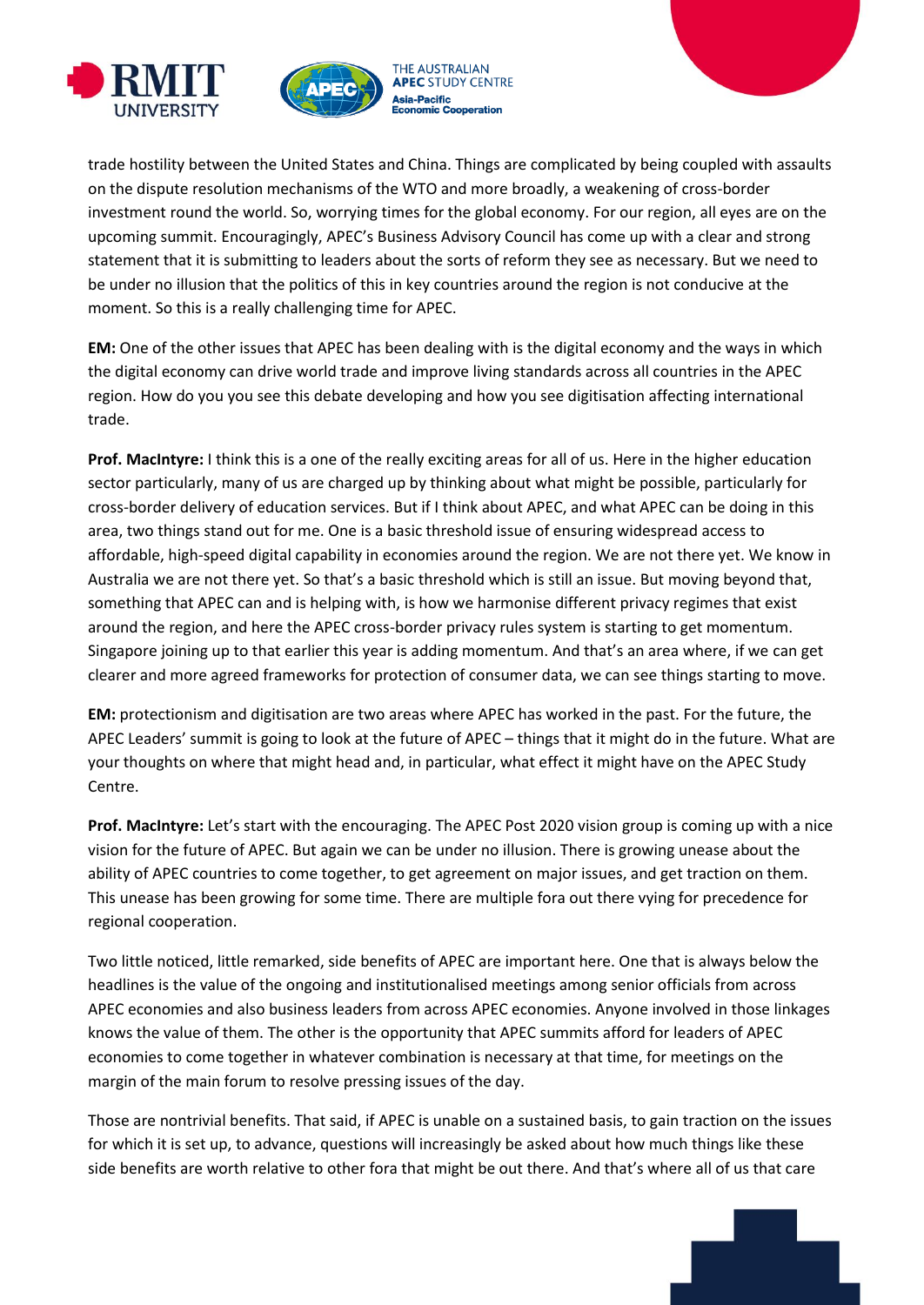trade hostility between the United States and China. Things are complicated by being coupled with assaults on the dispute resolution mechanisms of the WTO and more broadly, a weakening of cross-border investment round the world. So, worrying times for the global economy. For our region, all eyes are on the upcoming summit. Encouragingly, APEC's Business Advisory Council has come up with a clear and strong statement that it is submitting to leaders about the sorts of reform they see as necessary. But we need to be under no illusion that the politics of this in key countries around the region is not conducive at the moment. So this is a really challenging time for APEC.

**EM:** One of the other issues that APEC has been dealing with is the digital economy and the ways in which the digital economy can drive world trade and improve living standards across all countries in the APEC region. How do you you see this debate developing and how you see digitisation affecting international trade.

**Prof. MacIntyre:** I think this is a one of the really exciting areas for all of us. Here in the higher education sector particularly, many of us are charged up by thinking about what might be possible, particularly for cross-border delivery of education services. But if I think about APEC, and what APEC can be doing in this area, two things stand out for me. One is a basic threshold issue of ensuring widespread access to affordable, high-speed digital capability in economies around the region. We are not there yet. We know in Australia we are not there yet. So that's a basic threshold which is still an issue. But moving beyond that, something that APEC can and is helping with, is how we harmonise different privacy regimes that exist around the region, and here the APEC cross-border privacy rules system is starting to get momentum. Singapore joining up to that earlier this year is adding momentum. And that's an area where, if we can get clearer and more agreed frameworks for protection of consumer data, we can see things starting to move.

**EM:** protectionism and digitisation are two areas where APEC has worked in the past. For the future, the APEC Leaders' summit is going to look at the future of APEC – things that it might do in the future. What are your thoughts on where that might head and, in particular, what effect it might have on the APEC Study Centre.

**Prof. MacIntyre:** Let's start with the encouraging. The APEC Post 2020 vision group is coming up with a nice vision for the future of APEC. But again we can be under no illusion. There is growing unease about the ability of APEC countries to come together, to get agreement on major issues, and get traction on them. This unease has been growing for some time. There are multiple fora out there vying for precedence for regional cooperation.

Two little noticed, little remarked, side benefits of APEC are important here. One that is always below the headlines is the value of the ongoing and institutionalised meetings among senior officials from across APEC economies and also business leaders from across APEC economies. Anyone involved in those linkages knows the value of them. The other is the opportunity that APEC summits afford for leaders of APEC economies to come together in whatever combination is necessary at that time, for meetings on the margin of the main forum to resolve pressing issues of the day.

Those are nontrivial benefits. That said, if APEC is unable on a sustained basis, to gain traction on the issues for which it is set up, to advance, questions will increasingly be asked about how much things like these side benefits are worth relative to other fora that might be out there. And that's where all of us that care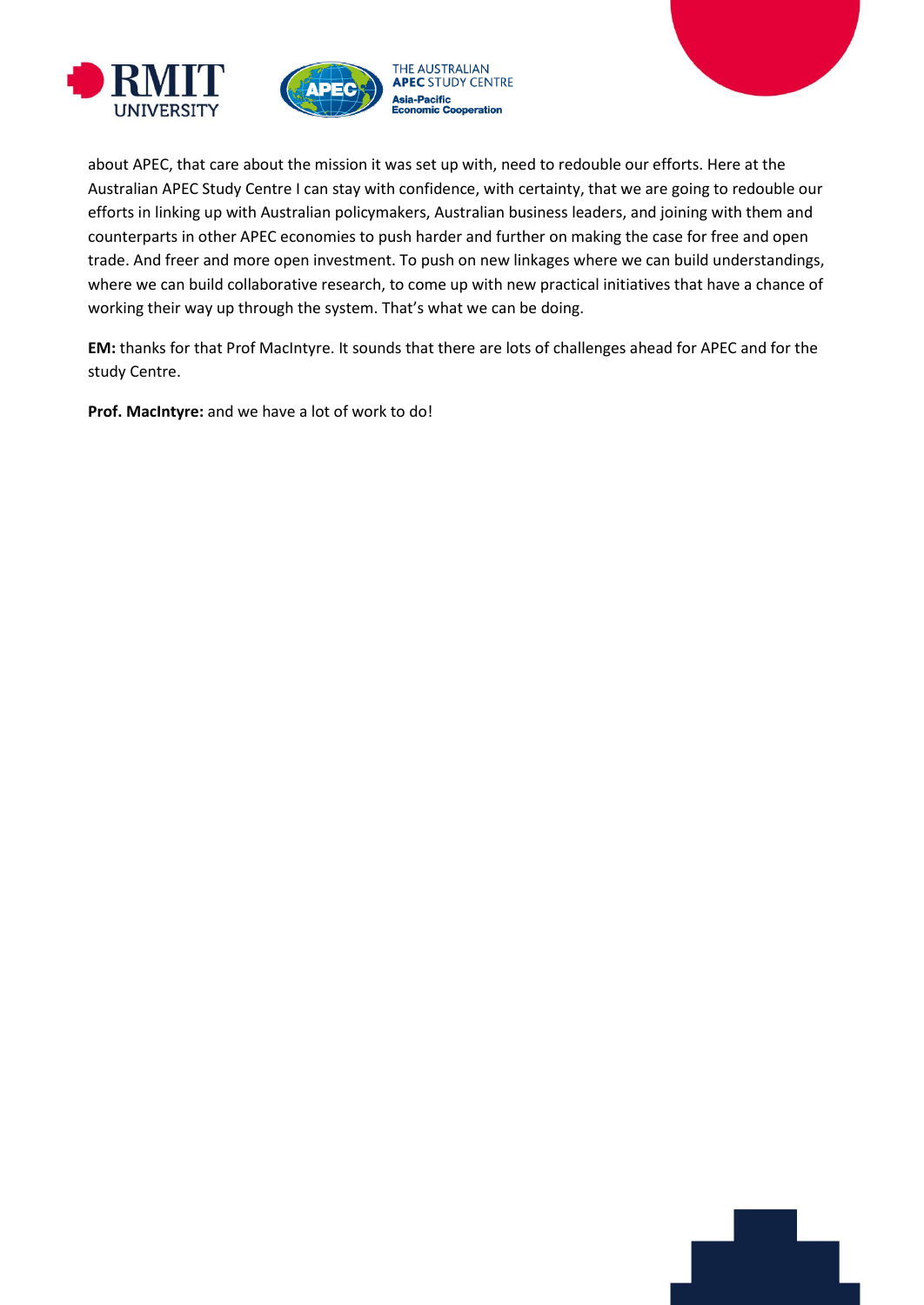about APEC, that care about the mission it was set up with, need to redouble our efforts. Here at the Australian APEC Study Centre I can stay with confidence, with certainty, that we are going to redouble our efforts in linking up with Australian policymakers, Australian business leaders, and joining with them and counterparts in other APEC economies to push harder and further on making the case for free and open trade. And freer and more open investment. To push on new linkages where we can build understandings, where we can build collaborative research, to come up with new practical initiatives that have a chance of working their way up through the system. That's what we can be doing.

**EM:** thanks for that Prof MacIntyre. It sounds that there are lots of challenges ahead for APEC and for the study Centre.

**Prof. MacIntyre:** and we have a lot of work to do!